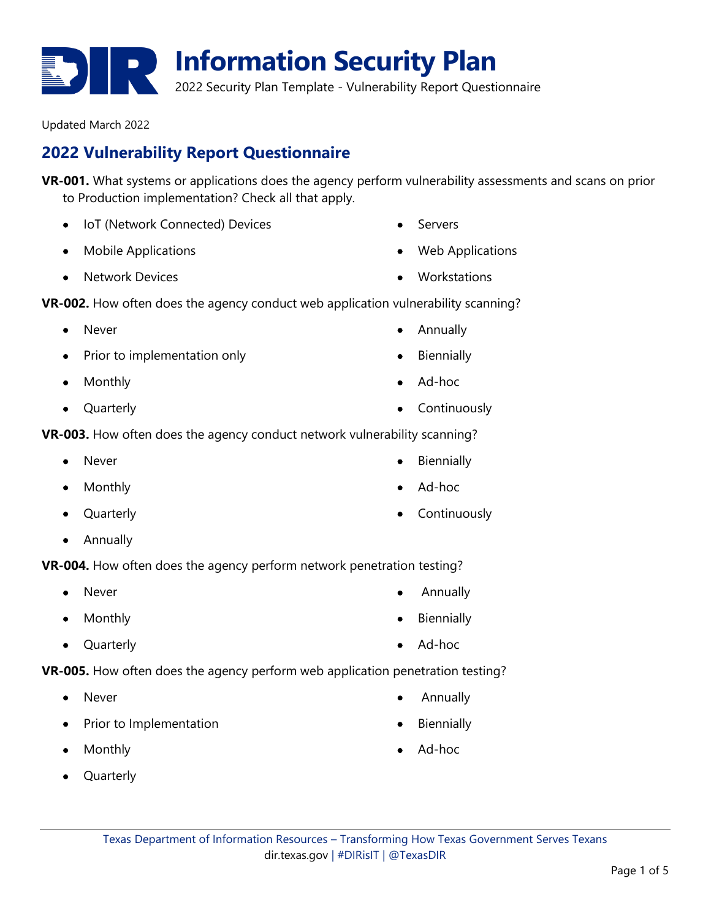# Information Security Plan

2022 Security Plan Template - Vulnerability Report Questionnaire

Updated March 2022

## 2022 Vulnerability Report Questionnaire

**VR-001.** What systems or applications does the agency perform vulnerability assessments and scans on prior to Production implementation? Check all that apply.

- IoT (Network Connected) Devices
- Mobile Applications
- Network Devices
- Servers
- Web Applications
- Workstations

**VR-002.** How often does the agency conduct web application vulnerability scanning?

- Never
- Prior to implementation only
- Monthly
- Quarterly
- Annually
- Biennially
- Ad-hoc
- Continuously

**VR-003.** How often does the agency conduct network vulnerability scanning?

- Never
- Monthly
- Quarterly
- Annually
- Biennially
- Ad-hoc
- Continuously

**VR-004.** How often does the agency perform network penetration testing?

- Never
- Monthly
- Quarterly
- Annually
- Biennially
- Ad-hoc

**VR-005.** How often does the agency perform web application penetration testing?

- Never
- Prior to Implementation
- Monthly
- Quarterly
- Annually
- Biennially
- Ad-hoc

Texas Department of Information Resources – Transforming How Texas Government Serves Texans
dir.texas.gov | #DIRisIT | @TexasDIR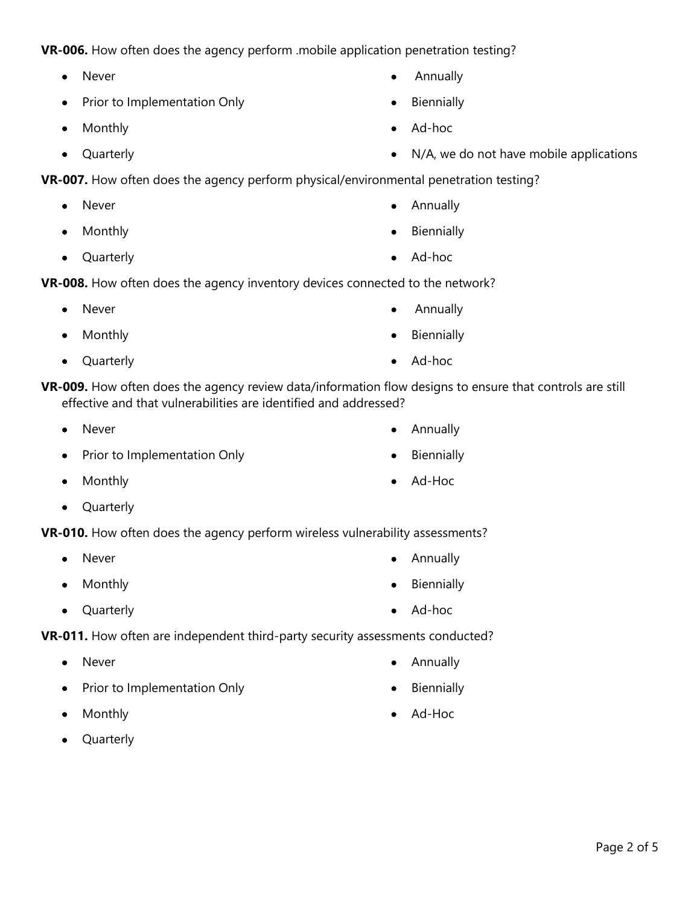**VR-006.** How often does the agency perform .mobile application penetration testing?

- Never
- Prior to Implementation Only
- Monthly
- Quarterly
- Annually
- Biennially
- Ad-hoc
- N/A, we do not have mobile applications

**VR-007.** How often does the agency perform physical/environmental penetration testing?

- Never
- Monthly
- Quarterly
- Annually
- Biennially
- Ad-hoc

**VR-008.** How often does the agency inventory devices connected to the network?

- Never
- Monthly
- Quarterly
- Annually
- Biennially
- Ad-hoc

**VR-009.** How often does the agency review data/information flow designs to ensure that controls are still effective and that vulnerabilities are identified and addressed?

- Never
- Prior to Implementation Only
- Monthly
- Quarterly
- Annually
- Biennially
- Ad-Hoc

**VR-010.** How often does the agency perform wireless vulnerability assessments?

- Never
- Monthly
- Quarterly
- Annually
- Biennially
- Ad-hoc

**VR-011.** How often are independent third-party security assessments conducted?

- Never
- Prior to Implementation Only
- Monthly
- Quarterly
- Annually
- Biennially
- Ad-Hoc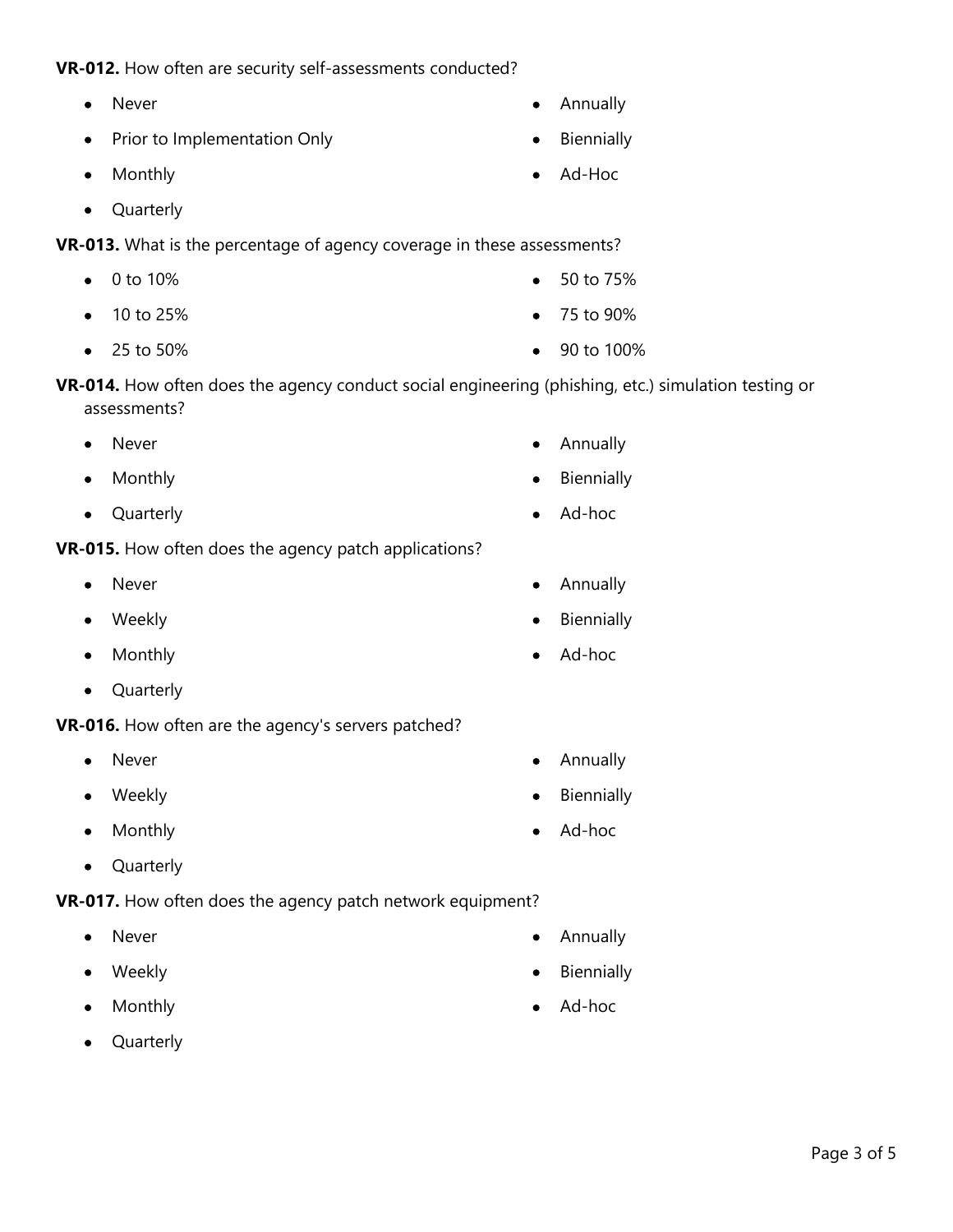**VR-012.** How often are security self-assessments conducted?

- Never
- Prior to Implementation Only
- Monthly
- Quarterly
- Annually
- Biennially
- Ad-Hoc

**VR-013.** What is the percentage of agency coverage in these assessments?

- 0 to 10%
- 10 to 25%
- 25 to 50%
- 50 to 75%
- 75 to 90%
- 90 to 100%

**VR-014.** How often does the agency conduct social engineering (phishing, etc.) simulation testing or assessments?

- Never
- Monthly
- Quarterly
- Annually
- Biennially
- Ad-hoc

**VR-015.** How often does the agency patch applications?

- Never
- Weekly
- Monthly
- Quarterly
- Annually
- Biennially
- Ad-hoc

**VR-016.** How often are the agency's servers patched?

- Never
- Weekly
- Monthly
- Quarterly
- Annually
- Biennially
- Ad-hoc

**VR-017.** How often does the agency patch network equipment?

- Never
- Weekly
- Monthly
- Quarterly
- Annually
- Biennially
- Ad-hoc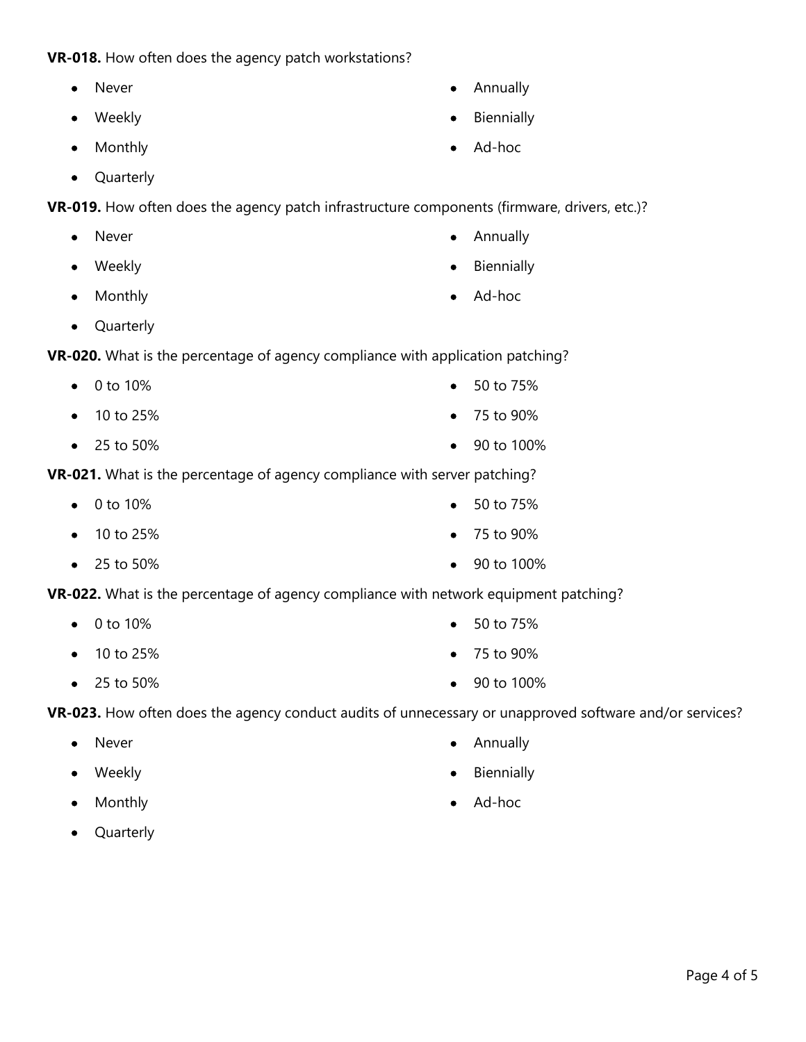**VR-018.** How often does the agency patch workstations?

- Never
- Weekly
- Monthly
- Quarterly
- Annually
- Biennially
- Ad-hoc

**VR-019.** How often does the agency patch infrastructure components (firmware, drivers, etc.)?

- Never
- Weekly
- Monthly
- Quarterly
- Annually
- Biennially
- Ad-hoc

**VR-020.** What is the percentage of agency compliance with application patching?

- 0 to 10%
- 10 to 25%
- 25 to 50%
- 50 to 75%
- 75 to 90%
- 90 to 100%

**VR-021.** What is the percentage of agency compliance with server patching?

- 0 to 10%
- 10 to 25%
- 25 to 50%
- 50 to 75%
- 75 to 90%
- 90 to 100%

**VR-022.** What is the percentage of agency compliance with network equipment patching?

- 0 to 10%
- 10 to 25%
- 25 to 50%
- 50 to 75%
- 75 to 90%
- 90 to 100%

**VR-023.** How often does the agency conduct audits of unnecessary or unapproved software and/or services?

- Never
- Weekly
- Monthly
- Quarterly
- Annually
- Biennially
- Ad-hoc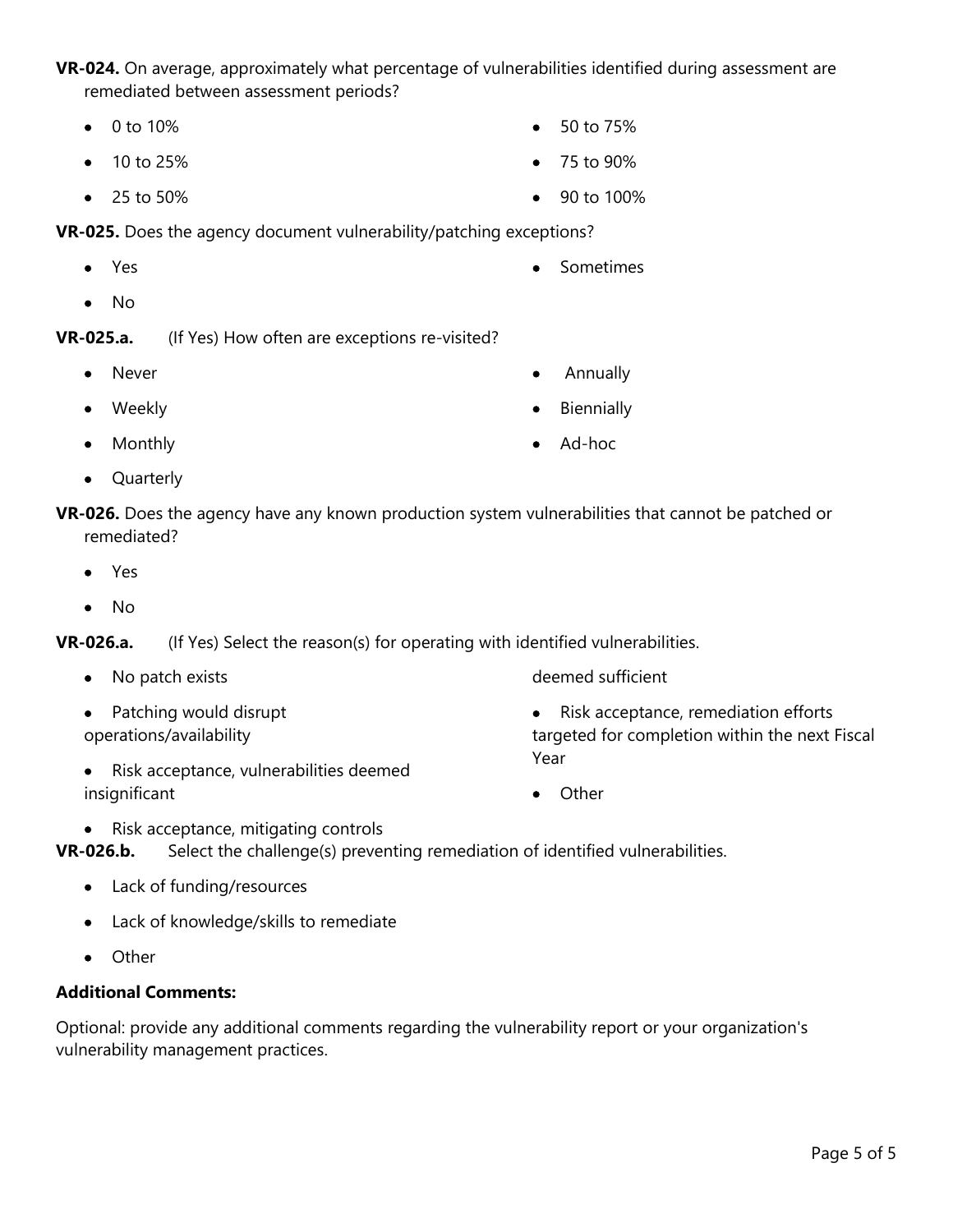**VR-024.** On average, approximately what percentage of vulnerabilities identified during assessment are remediated between assessment periods?

- 0 to 10%
- 10 to 25%
- 25 to 50%
- 50 to 75%
- 75 to 90%
- 90 to 100%

**VR-025.** Does the agency document vulnerability/patching exceptions?

- Yes
- No
- Sometimes

**VR-025.a.** (If Yes) How often are exceptions re-visited?

- Never
- Weekly
- Monthly
- Quarterly
- Annually
- Biennially
- Ad-hoc

**VR-026.** Does the agency have any known production system vulnerabilities that cannot be patched or remediated?

- Yes
- No

**VR-026.a.** (If Yes) Select the reason(s) for operating with identified vulnerabilities.

- No patch exists
- Patching would disrupt operations/availability
- Risk acceptance, vulnerabilities deemed insignificant
- Risk acceptance, mitigating controls deemed sufficient
- Risk acceptance, remediation efforts targeted for completion within the next Fiscal Year
- Other

**VR-026.b.** Select the challenge(s) preventing remediation of identified vulnerabilities.

- Lack of funding/resources
- Lack of knowledge/skills to remediate
- Other

**Additional Comments:**

Optional: provide any additional comments regarding the vulnerability report or your organization's vulnerability management practices.